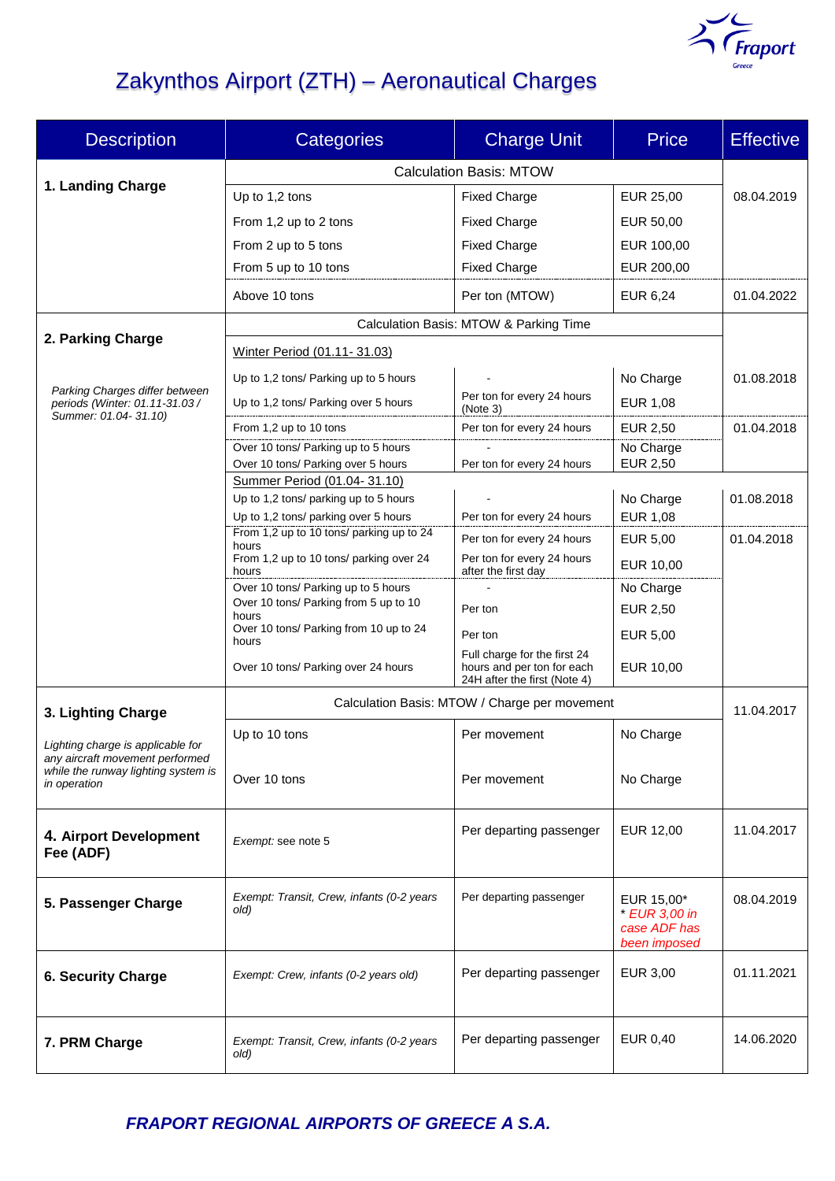# Zakynthos Airport (ZTH) – Aeronautical Charges

| Description | Categories | Charge Unit | Price | Effective |
|---|---|---|---|---|
| **1. Landing Charge** | Calculation Basis: MTOW | | | |
| | Up to 1,2 tons | Fixed Charge | EUR 25,00 | 08.04.2019 |
| | From 1,2 up to 2 tons | Fixed Charge | EUR 50,00 | |
| | From 2 up to 5 tons | Fixed Charge | EUR 100,00 | |
| | From 5 up to 10 tons | Fixed Charge | EUR 200,00 | |
| | Above 10 tons | Per ton (MTOW) | EUR 6,24 | 01.04.2022 |
| **2. Parking Charge**<br>*Parking Charges differ between periods (Winter: 01.11-31.03 / Summer: 01.04- 31.10)* | Calculation Basis: MTOW & Parking Time | | | |
| | Winter Period (01.11- 31.03) | | | |
| | Up to 1,2 tons/ Parking up to 5 hours | - | No Charge | 01.08.2018 |
| | Up to 1,2 tons/ Parking over 5 hours | Per ton for every 24 hours (Note 3) | EUR 1,08 | |
| | From 1,2 up to 10 tons | Per ton for every 24 hours | EUR 2,50 | 01.04.2018 |
| | Over 10 tons/ Parking up to 5 hours | - | No Charge | |
| | Over 10 tons/ Parking over 5 hours | Per ton for every 24 hours | EUR 2,50 | |
| | Summer Period (01.04- 31.10) | | | |
| | Up to 1,2 tons/ parking up to 5 hours | - | No Charge | 01.08.2018 |
| | Up to 1,2 tons/ parking over 5 hours | Per ton for every 24 hours | EUR 1,08 | |
| | From 1,2 up to 10 tons/ parking up to 24 hours | Per ton for every 24 hours | EUR 5,00 | 01.04.2018 |
| | From 1,2 up to 10 tons/ parking over 24 hours | Per ton for every 24 hours after the first day | EUR 10,00 | |
| | Over 10 tons/ Parking up to 5 hours | - | No Charge | |
| | Over 10 tons/ Parking from 5 up to 10 hours | Per ton | EUR 2,50 | |
| | Over 10 tons/ Parking from 10 up to 24 hours | Per ton | EUR 5,00 | |
| | Over 10 tons/ Parking over 24 hours | Full charge for the first 24 hours and per ton for each 24H after the first (Note 4) | EUR 10,00 | |
| **3. Lighting Charge**<br>*Lighting charge is applicable for any aircraft movement performed while the runway lighting system is in operation* | Calculation Basis: MTOW / Charge per movement | | | 11.04.2017 |
| | Up to 10 tons | Per movement | No Charge | |
| | Over 10 tons | Per movement | No Charge | |
| **4. Airport Development Fee (ADF)** | *Exempt:* see note 5 | Per departing passenger | EUR 12,00 | 11.04.2017 |
| **5. Passenger Charge** | *Exempt: Transit, Crew, infants (0-2 years old)* | Per departing passenger | EUR 15,00*<br>*\* EUR 3,00 in case ADF has been imposed* | 08.04.2019 |
| **6. Security Charge** | *Exempt: Crew, infants (0-2 years old)* | Per departing passenger | EUR 3,00 | 01.11.2021 |
| **7. PRM Charge** | *Exempt: Transit, Crew, infants (0-2 years old)* | Per departing passenger | EUR 0,40 | 14.06.2020 |

***FRAPORT REGIONAL AIRPORTS OF GREECE A S.A.***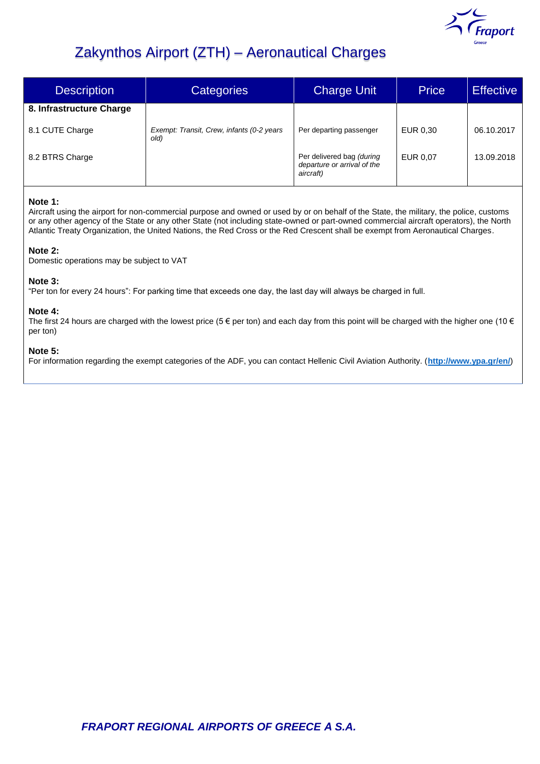# Zakynthos Airport (ZTH) – Aeronautical Charges

| Description | Categories | Charge Unit | Price | Effective |
|---|---|---|---|---|
| **8. Infrastructure Charge** | | | | |
| 8.1 CUTE Charge | *Exempt: Transit, Crew, infants (0-2 years old)* | Per departing passenger | EUR 0,30 | 06.10.2017 |
| 8.2 BTRS Charge | | Per delivered bag *(during departure or arrival of the aircraft)* | EUR 0,07 | 13.09.2018 |

**Note 1:**
Aircraft using the airport for non-commercial purpose and owned or used by or on behalf of the State, the military, the police, customs or any other agency of the State or any other State (not including state-owned or part-owned commercial aircraft operators), the North Atlantic Treaty Organization, the United Nations, the Red Cross or the Red Crescent shall be exempt from Aeronautical Charges.

**Note 2:**
Domestic operations may be subject to VAT

**Note 3:**
"Per ton for every 24 hours": For parking time that exceeds one day, the last day will always be charged in full.

**Note 4:**
The first 24 hours are charged with the lowest price (5 € per ton) and each day from this point will be charged with the higher one (10 € per ton)

**Note 5:**
For information regarding the exempt categories of the ADF, you can contact Hellenic Civil Aviation Authority. (**http://www.ypa.gr/en/**)

***FRAPORT REGIONAL AIRPORTS OF GREECE A S.A.***